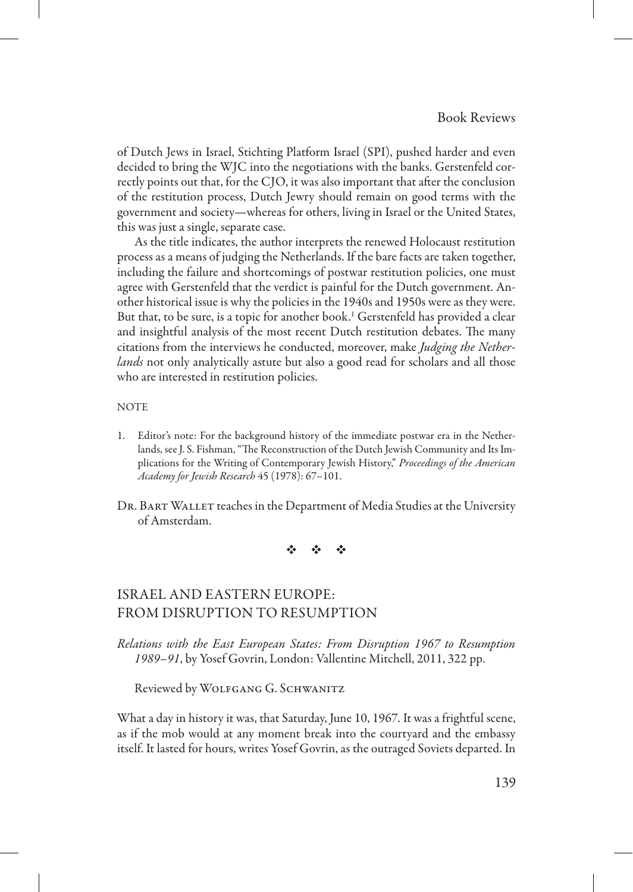of Dutch Jews in Israel, Stichting Platform Israel (SPI), pushed harder and even decided to bring the WJC into the negotiations with the banks. Gerstenfeld correctly points out that, for the CJO, it was also important that after the conclusion of the restitution process, Dutch Jewry should remain on good terms with the government and society—whereas for others, living in Israel or the United States, this was just a single, separate case.

As the title indicates, the author interprets the renewed Holocaust restitution process as a means of judging the Netherlands. If the bare facts are taken together, including the failure and shortcomings of postwar restitution policies, one must agree with Gerstenfeld that the verdict is painful for the Dutch government. Another historical issue is why the policies in the 1940s and 1950s were as they were. But that, to be sure, is a topic for another book.[1] Gerstenfeld has provided a clear and insightful analysis of the most recent Dutch restitution debates. The many citations from the interviews he conducted, moreover, make *Judging the Netherlands* not only analytically astute but also a good read for scholars and all those who are interested in restitution policies.

NOTE

1. Editor's note: For the background history of the immediate postwar era in the Netherlands, see J. S. Fishman, "The Reconstruction of the Dutch Jewish Community and Its Implications for the Writing of Contemporary Jewish History," *Proceedings of the American Academy for Jewish Research* 45 (1978): 67–101.

Dr. Bart Wallet teaches in the Department of Media Studies at the University of Amsterdam.

❖ ❖ ❖

## ISRAEL AND EASTERN EUROPE: FROM DISRUPTION TO RESUMPTION

*Relations with the East European States: From Disruption 1967 to Resumption 1989–91*, by Yosef Govrin, London: Vallentine Mitchell, 2011, 322 pp.

Reviewed by Wolfgang G. Schwanitz

What a day in history it was, that Saturday, June 10, 1967. It was a frightful scene, as if the mob would at any moment break into the courtyard and the embassy itself. It lasted for hours, writes Yosef Govrin, as the outraged Soviets departed. In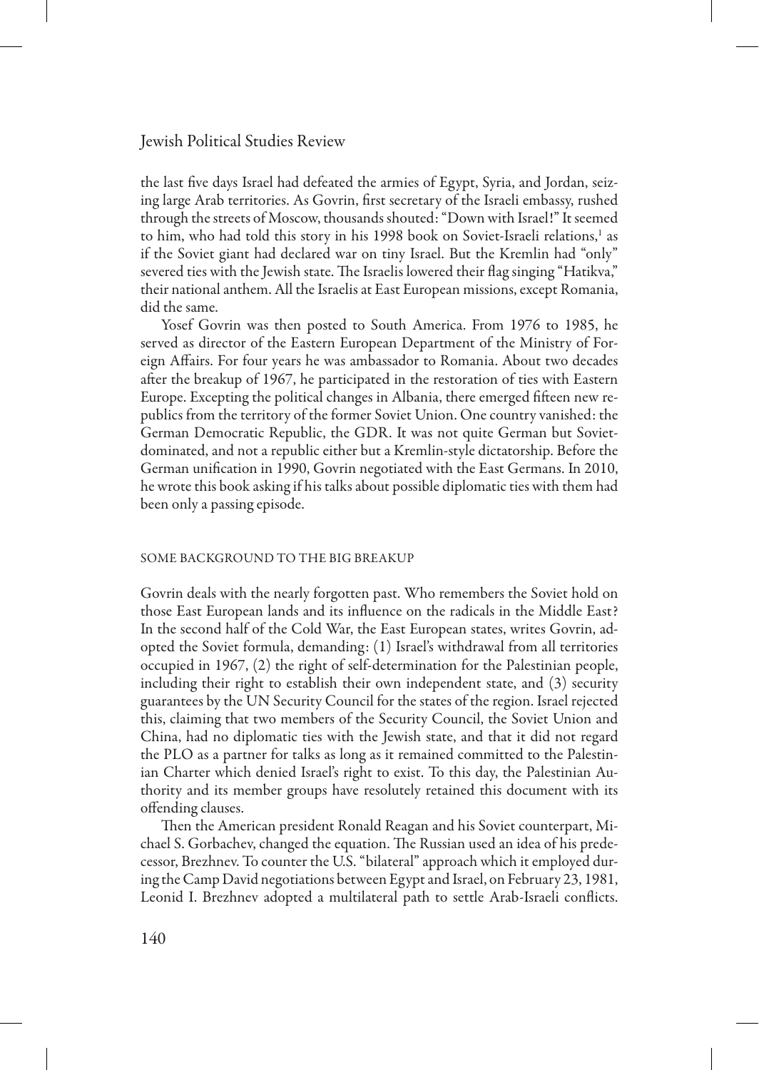the last five days Israel had defeated the armies of Egypt, Syria, and Jordan, seizing large Arab territories. As Govrin, first secretary of the Israeli embassy, rushed through the streets of Moscow, thousands shouted: "Down with Israel!" It seemed to him, who had told this story in his 1998 book on Soviet-Israeli relations,[1] as if the Soviet giant had declared war on tiny Israel. But the Kremlin had "only" severed ties with the Jewish state. The Israelis lowered their flag singing "Hatikva," their national anthem. All the Israelis at East European missions, except Romania, did the same.

Yosef Govrin was then posted to South America. From 1976 to 1985, he served as director of the Eastern European Department of the Ministry of Foreign Affairs. For four years he was ambassador to Romania. About two decades after the breakup of 1967, he participated in the restoration of ties with Eastern Europe. Excepting the political changes in Albania, there emerged fifteen new republics from the territory of the former Soviet Union. One country vanished: the German Democratic Republic, the GDR. It was not quite German but Soviet-dominated, and not a republic either but a Kremlin-style dictatorship. Before the German unification in 1990, Govrin negotiated with the East Germans. In 2010, he wrote this book asking if his talks about possible diplomatic ties with them had been only a passing episode.

## SOME BACKGROUND TO THE BIG BREAKUP

Govrin deals with the nearly forgotten past. Who remembers the Soviet hold on those East European lands and its influence on the radicals in the Middle East? In the second half of the Cold War, the East European states, writes Govrin, adopted the Soviet formula, demanding: (1) Israel's withdrawal from all territories occupied in 1967, (2) the right of self-determination for the Palestinian people, including their right to establish their own independent state, and (3) security guarantees by the UN Security Council for the states of the region. Israel rejected this, claiming that two members of the Security Council, the Soviet Union and China, had no diplomatic ties with the Jewish state, and that it did not regard the PLO as a partner for talks as long as it remained committed to the Palestinian Charter which denied Israel's right to exist. To this day, the Palestinian Authority and its member groups have resolutely retained this document with its offending clauses.

Then the American president Ronald Reagan and his Soviet counterpart, Michael S. Gorbachev, changed the equation. The Russian used an idea of his predecessor, Brezhnev. To counter the U.S. "bilateral" approach which it employed during the Camp David negotiations between Egypt and Israel, on February 23, 1981, Leonid I. Brezhnev adopted a multilateral path to settle Arab-Israeli conflicts.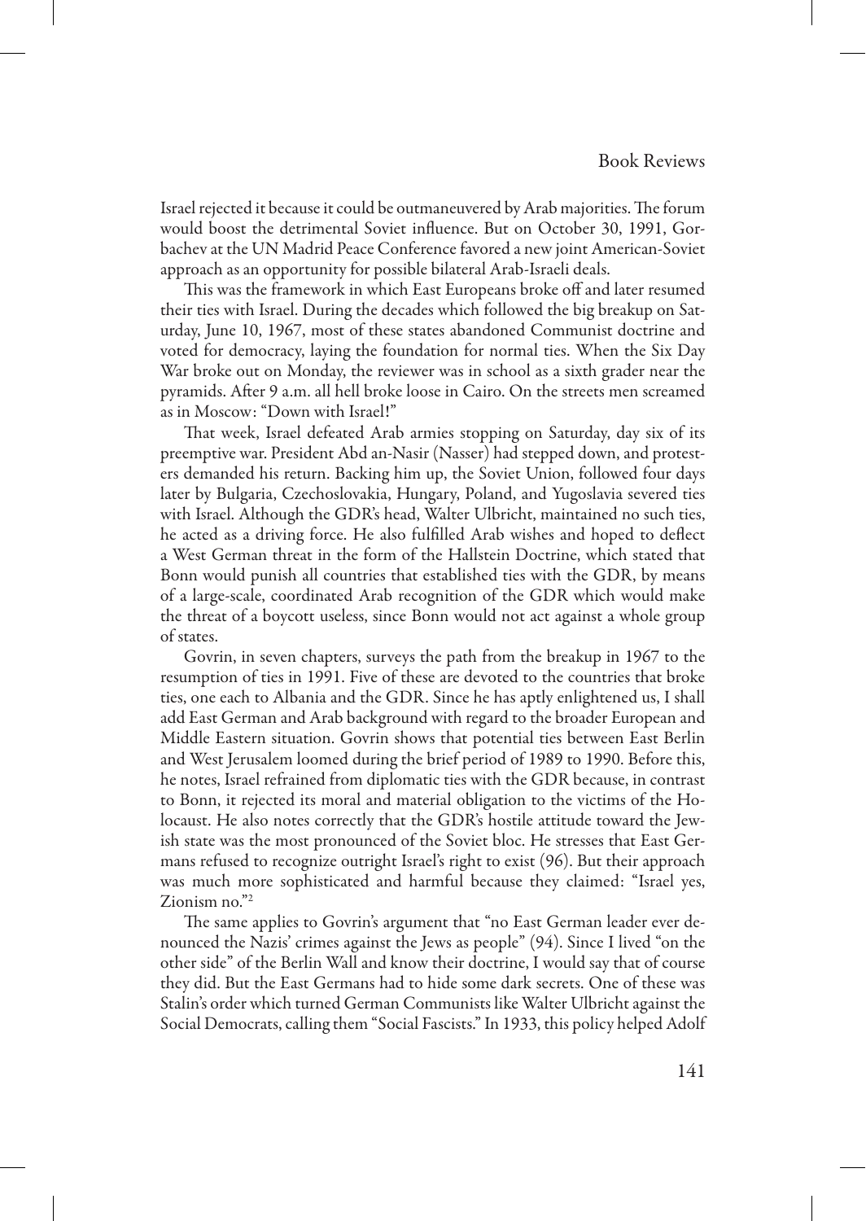Israel rejected it because it could be outmaneuvered by Arab majorities. The forum would boost the detrimental Soviet influence. But on October 30, 1991, Gorbachev at the UN Madrid Peace Conference favored a new joint American-Soviet approach as an opportunity for possible bilateral Arab-Israeli deals.

This was the framework in which East Europeans broke off and later resumed their ties with Israel. During the decades which followed the big breakup on Saturday, June 10, 1967, most of these states abandoned Communist doctrine and voted for democracy, laying the foundation for normal ties. When the Six Day War broke out on Monday, the reviewer was in school as a sixth grader near the pyramids. After 9 a.m. all hell broke loose in Cairo. On the streets men screamed as in Moscow: "Down with Israel!"

That week, Israel defeated Arab armies stopping on Saturday, day six of its preemptive war. President Abd an-Nasir (Nasser) had stepped down, and protesters demanded his return. Backing him up, the Soviet Union, followed four days later by Bulgaria, Czechoslovakia, Hungary, Poland, and Yugoslavia severed ties with Israel. Although the GDR's head, Walter Ulbricht, maintained no such ties, he acted as a driving force. He also fulfilled Arab wishes and hoped to deflect a West German threat in the form of the Hallstein Doctrine, which stated that Bonn would punish all countries that established ties with the GDR, by means of a large-scale, coordinated Arab recognition of the GDR which would make the threat of a boycott useless, since Bonn would not act against a whole group of states.

Govrin, in seven chapters, surveys the path from the breakup in 1967 to the resumption of ties in 1991. Five of these are devoted to the countries that broke ties, one each to Albania and the GDR. Since he has aptly enlightened us, I shall add East German and Arab background with regard to the broader European and Middle Eastern situation. Govrin shows that potential ties between East Berlin and West Jerusalem loomed during the brief period of 1989 to 1990. Before this, he notes, Israel refrained from diplomatic ties with the GDR because, in contrast to Bonn, it rejected its moral and material obligation to the victims of the Holocaust. He also notes correctly that the GDR's hostile attitude toward the Jewish state was the most pronounced of the Soviet bloc. He stresses that East Germans refused to recognize outright Israel's right to exist (96). But their approach was much more sophisticated and harmful because they claimed: "Israel yes, Zionism no."[2]

The same applies to Govrin's argument that "no East German leader ever denounced the Nazis' crimes against the Jews as people" (94). Since I lived "on the other side" of the Berlin Wall and know their doctrine, I would say that of course they did. But the East Germans had to hide some dark secrets. One of these was Stalin's order which turned German Communists like Walter Ulbricht against the Social Democrats, calling them "Social Fascists." In 1933, this policy helped Adolf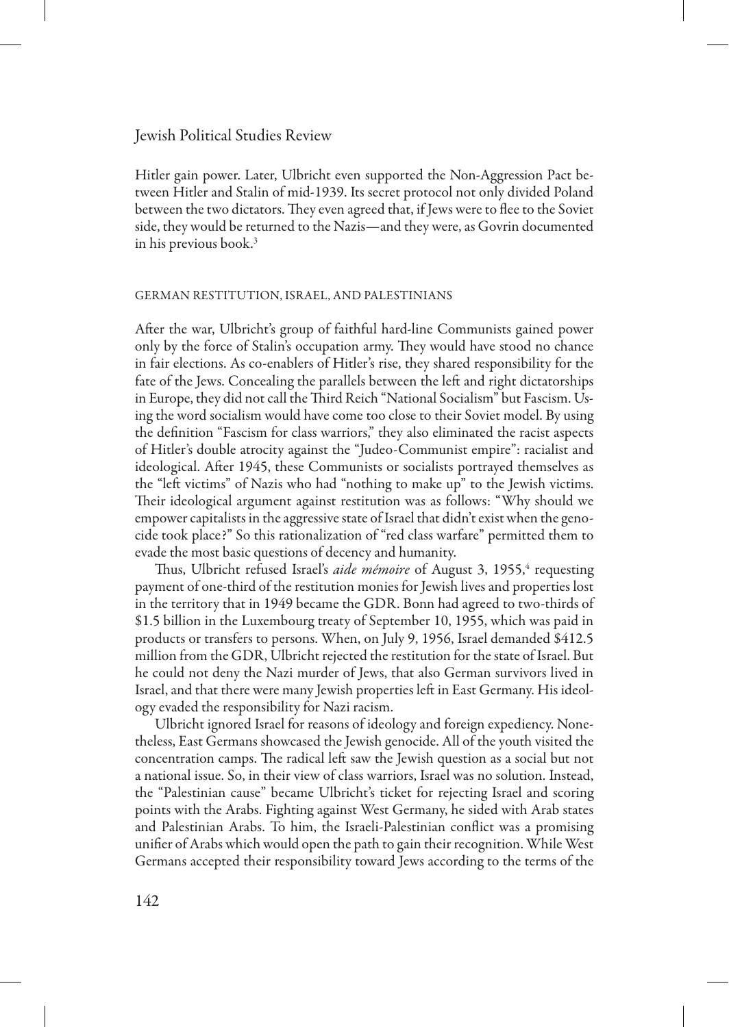Hitler gain power. Later, Ulbricht even supported the Non-Aggression Pact between Hitler and Stalin of mid-1939. Its secret protocol not only divided Poland between the two dictators. They even agreed that, if Jews were to flee to the Soviet side, they would be returned to the Nazis—and they were, as Govrin documented in his previous book.[3]

## GERMAN RESTITUTION, ISRAEL, AND PALESTINIANS

After the war, Ulbricht's group of faithful hard-line Communists gained power only by the force of Stalin's occupation army. They would have stood no chance in fair elections. As co-enablers of Hitler's rise, they shared responsibility for the fate of the Jews. Concealing the parallels between the left and right dictatorships in Europe, they did not call the Third Reich "National Socialism" but Fascism. Using the word socialism would have come too close to their Soviet model. By using the definition "Fascism for class warriors," they also eliminated the racist aspects of Hitler's double atrocity against the "Judeo-Communist empire": racialist and ideological. After 1945, these Communists or socialists portrayed themselves as the "left victims" of Nazis who had "nothing to make up" to the Jewish victims. Their ideological argument against restitution was as follows: "Why should we empower capitalists in the aggressive state of Israel that didn't exist when the genocide took place?" So this rationalization of "red class warfare" permitted them to evade the most basic questions of decency and humanity.

Thus, Ulbricht refused Israel's *aide mémoire* of August 3, 1955,[4] requesting payment of one-third of the restitution monies for Jewish lives and properties lost in the territory that in 1949 became the GDR. Bonn had agreed to two-thirds of \$1.5 billion in the Luxembourg treaty of September 10, 1955, which was paid in products or transfers to persons. When, on July 9, 1956, Israel demanded \$412.5 million from the GDR, Ulbricht rejected the restitution for the state of Israel. But he could not deny the Nazi murder of Jews, that also German survivors lived in Israel, and that there were many Jewish properties left in East Germany. His ideology evaded the responsibility for Nazi racism.

Ulbricht ignored Israel for reasons of ideology and foreign expediency. Nonetheless, East Germans showcased the Jewish genocide. All of the youth visited the concentration camps. The radical left saw the Jewish question as a social but not a national issue. So, in their view of class warriors, Israel was no solution. Instead, the "Palestinian cause" became Ulbricht's ticket for rejecting Israel and scoring points with the Arabs. Fighting against West Germany, he sided with Arab states and Palestinian Arabs. To him, the Israeli-Palestinian conflict was a promising unifier of Arabs which would open the path to gain their recognition. While West Germans accepted their responsibility toward Jews according to the terms of the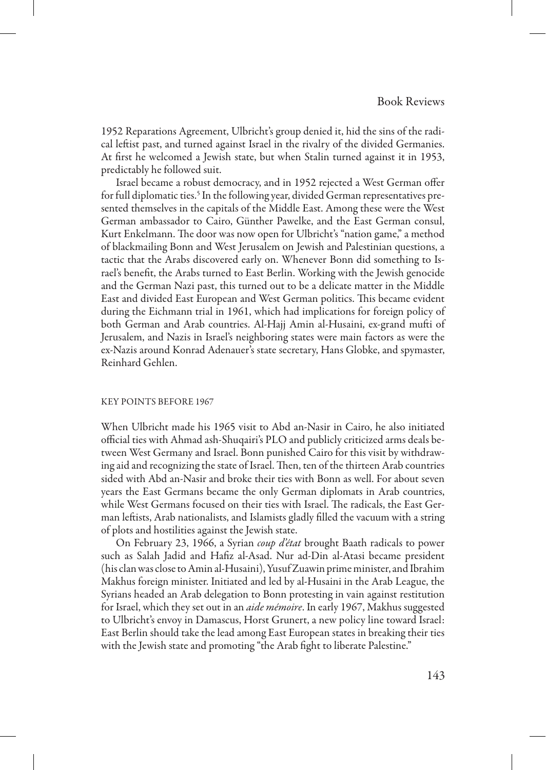1952 Reparations Agreement, Ulbricht's group denied it, hid the sins of the radical leftist past, and turned against Israel in the rivalry of the divided Germanies. At first he welcomed a Jewish state, but when Stalin turned against it in 1953, predictably he followed suit.

Israel became a robust democracy, and in 1952 rejected a West German offer for full diplomatic ties.[5] In the following year, divided German representatives presented themselves in the capitals of the Middle East. Among these were the West German ambassador to Cairo, Günther Pawelke, and the East German consul, Kurt Enkelmann. The door was now open for Ulbricht's "nation game," a method of blackmailing Bonn and West Jerusalem on Jewish and Palestinian questions, a tactic that the Arabs discovered early on. Whenever Bonn did something to Israel's benefit, the Arabs turned to East Berlin. Working with the Jewish genocide and the German Nazi past, this turned out to be a delicate matter in the Middle East and divided East European and West German politics. This became evident during the Eichmann trial in 1961, which had implications for foreign policy of both German and Arab countries. Al-Hajj Amin al-Husaini, ex-grand mufti of Jerusalem, and Nazis in Israel's neighboring states were main factors as were the ex-Nazis around Konrad Adenauer's state secretary, Hans Globke, and spymaster, Reinhard Gehlen.

## KEY POINTS BEFORE 1967

When Ulbricht made his 1965 visit to Abd an-Nasir in Cairo, he also initiated official ties with Ahmad ash-Shuqairi's PLO and publicly criticized arms deals between West Germany and Israel. Bonn punished Cairo for this visit by withdrawing aid and recognizing the state of Israel. Then, ten of the thirteen Arab countries sided with Abd an-Nasir and broke their ties with Bonn as well. For about seven years the East Germans became the only German diplomats in Arab countries, while West Germans focused on their ties with Israel. The radicals, the East German leftists, Arab nationalists, and Islamists gladly filled the vacuum with a string of plots and hostilities against the Jewish state.

On February 23, 1966, a Syrian *coup d'état* brought Baath radicals to power such as Salah Jadid and Hafiz al-Asad. Nur ad-Din al-Atasi became president (his clan was close to Amin al-Husaini), Yusuf Zuawin prime minister, and Ibrahim Makhus foreign minister. Initiated and led by al-Husaini in the Arab League, the Syrians headed an Arab delegation to Bonn protesting in vain against restitution for Israel, which they set out in an *aide mémoire*. In early 1967, Makhus suggested to Ulbricht's envoy in Damascus, Horst Grunert, a new policy line toward Israel: East Berlin should take the lead among East European states in breaking their ties with the Jewish state and promoting "the Arab fight to liberate Palestine."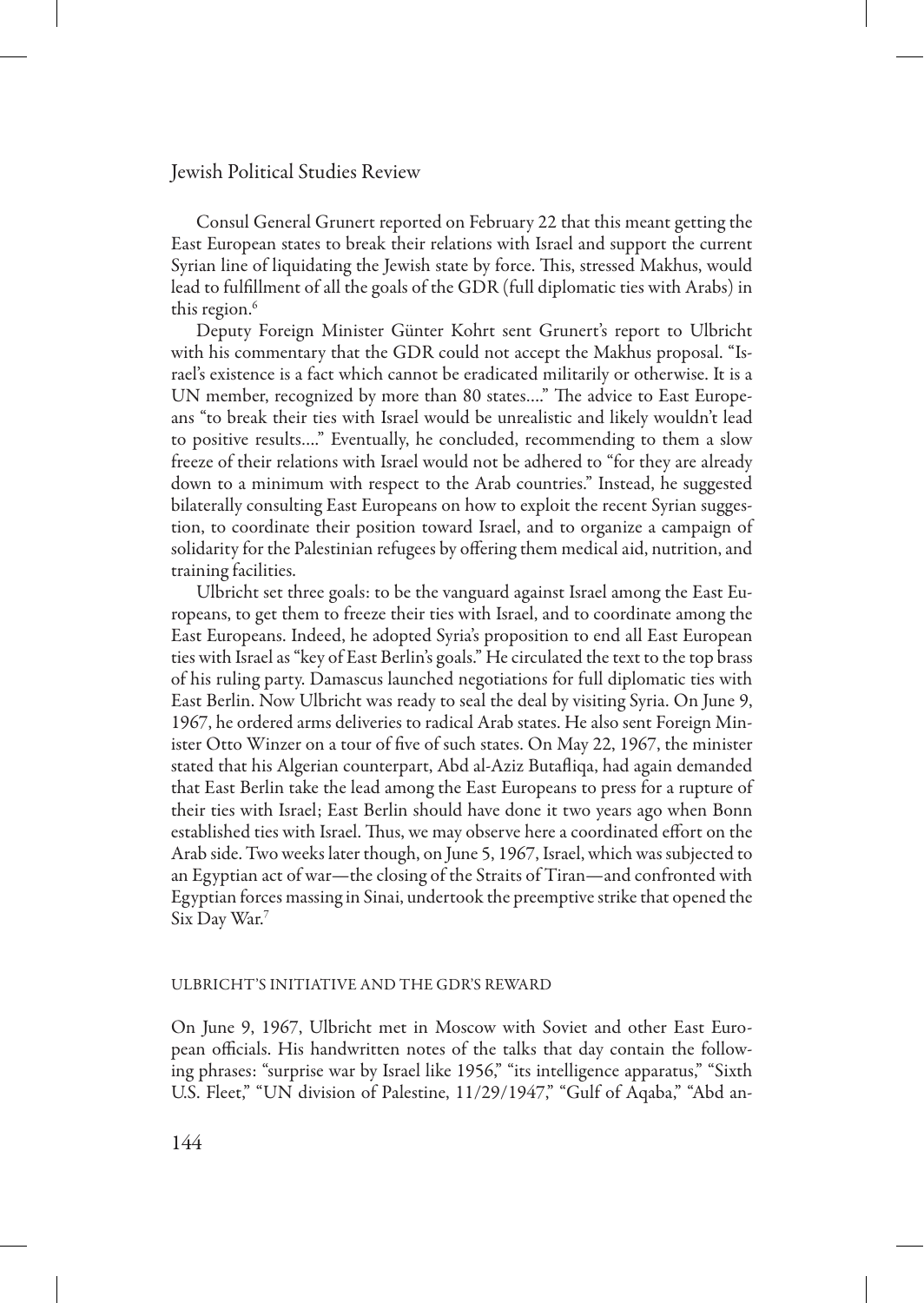Consul General Grunert reported on February 22 that this meant getting the East European states to break their relations with Israel and support the current Syrian line of liquidating the Jewish state by force. This, stressed Makhus, would lead to fulfillment of all the goals of the GDR (full diplomatic ties with Arabs) in this region.[6]

Deputy Foreign Minister Günter Kohrt sent Grunert's report to Ulbricht with his commentary that the GDR could not accept the Makhus proposal. "Israel's existence is a fact which cannot be eradicated militarily or otherwise. It is a UN member, recognized by more than 80 states…." The advice to East Europeans "to break their ties with Israel would be unrealistic and likely wouldn't lead to positive results…." Eventually, he concluded, recommending to them a slow freeze of their relations with Israel would not be adhered to "for they are already down to a minimum with respect to the Arab countries." Instead, he suggested bilaterally consulting East Europeans on how to exploit the recent Syrian suggestion, to coordinate their position toward Israel, and to organize a campaign of solidarity for the Palestinian refugees by offering them medical aid, nutrition, and training facilities.

Ulbricht set three goals: to be the vanguard against Israel among the East Europeans, to get them to freeze their ties with Israel, and to coordinate among the East Europeans. Indeed, he adopted Syria's proposition to end all East European ties with Israel as "key of East Berlin's goals." He circulated the text to the top brass of his ruling party. Damascus launched negotiations for full diplomatic ties with East Berlin. Now Ulbricht was ready to seal the deal by visiting Syria. On June 9, 1967, he ordered arms deliveries to radical Arab states. He also sent Foreign Minister Otto Winzer on a tour of five of such states. On May 22, 1967, the minister stated that his Algerian counterpart, Abd al-Aziz Butafliqa, had again demanded that East Berlin take the lead among the East Europeans to press for a rupture of their ties with Israel; East Berlin should have done it two years ago when Bonn established ties with Israel. Thus, we may observe here a coordinated effort on the Arab side. Two weeks later though, on June 5, 1967, Israel, which was subjected to an Egyptian act of war—the closing of the Straits of Tiran—and confronted with Egyptian forces massing in Sinai, undertook the preemptive strike that opened the Six Day War.[7]

## ULBRICHT'S INITIATIVE AND THE GDR'S REWARD

On June 9, 1967, Ulbricht met in Moscow with Soviet and other East European officials. His handwritten notes of the talks that day contain the following phrases: "surprise war by Israel like 1956," "its intelligence apparatus," "Sixth U.S. Fleet," "UN division of Palestine, 11/29/1947," "Gulf of Aqaba," "Abd an-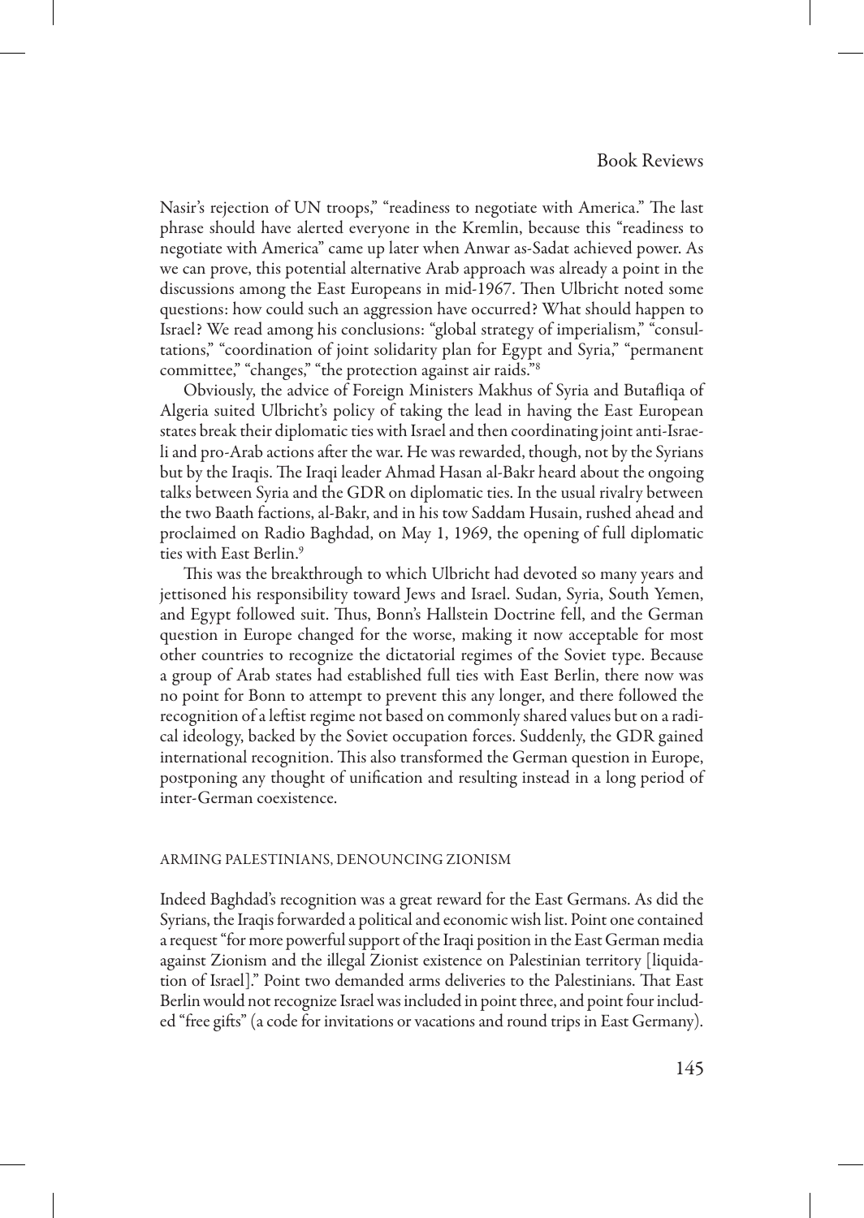Nasir's rejection of UN troops," "readiness to negotiate with America." The last phrase should have alerted everyone in the Kremlin, because this "readiness to negotiate with America" came up later when Anwar as-Sadat achieved power. As we can prove, this potential alternative Arab approach was already a point in the discussions among the East Europeans in mid-1967. Then Ulbricht noted some questions: how could such an aggression have occurred? What should happen to Israel? We read among his conclusions: "global strategy of imperialism," "consultations," "coordination of joint solidarity plan for Egypt and Syria," "permanent committee," "changes," "the protection against air raids."[8]

Obviously, the advice of Foreign Ministers Makhus of Syria and Butafliqa of Algeria suited Ulbricht's policy of taking the lead in having the East European states break their diplomatic ties with Israel and then coordinating joint anti-Israeli and pro-Arab actions after the war. He was rewarded, though, not by the Syrians but by the Iraqis. The Iraqi leader Ahmad Hasan al-Bakr heard about the ongoing talks between Syria and the GDR on diplomatic ties. In the usual rivalry between the two Baath factions, al-Bakr, and in his tow Saddam Husain, rushed ahead and proclaimed on Radio Baghdad, on May 1, 1969, the opening of full diplomatic ties with East Berlin.[9]

This was the breakthrough to which Ulbricht had devoted so many years and jettisoned his responsibility toward Jews and Israel. Sudan, Syria, South Yemen, and Egypt followed suit. Thus, Bonn's Hallstein Doctrine fell, and the German question in Europe changed for the worse, making it now acceptable for most other countries to recognize the dictatorial regimes of the Soviet type. Because a group of Arab states had established full ties with East Berlin, there now was no point for Bonn to attempt to prevent this any longer, and there followed the recognition of a leftist regime not based on commonly shared values but on a radical ideology, backed by the Soviet occupation forces. Suddenly, the GDR gained international recognition. This also transformed the German question in Europe, postponing any thought of unification and resulting instead in a long period of inter-German coexistence.

## ARMING PALESTINIANS, DENOUNCING ZIONISM

Indeed Baghdad's recognition was a great reward for the East Germans. As did the Syrians, the Iraqis forwarded a political and economic wish list. Point one contained a request "for more powerful support of the Iraqi position in the East German media against Zionism and the illegal Zionist existence on Palestinian territory [liquidation of Israel]." Point two demanded arms deliveries to the Palestinians. That East Berlin would not recognize Israel was included in point three, and point four included "free gifts" (a code for invitations or vacations and round trips in East Germany).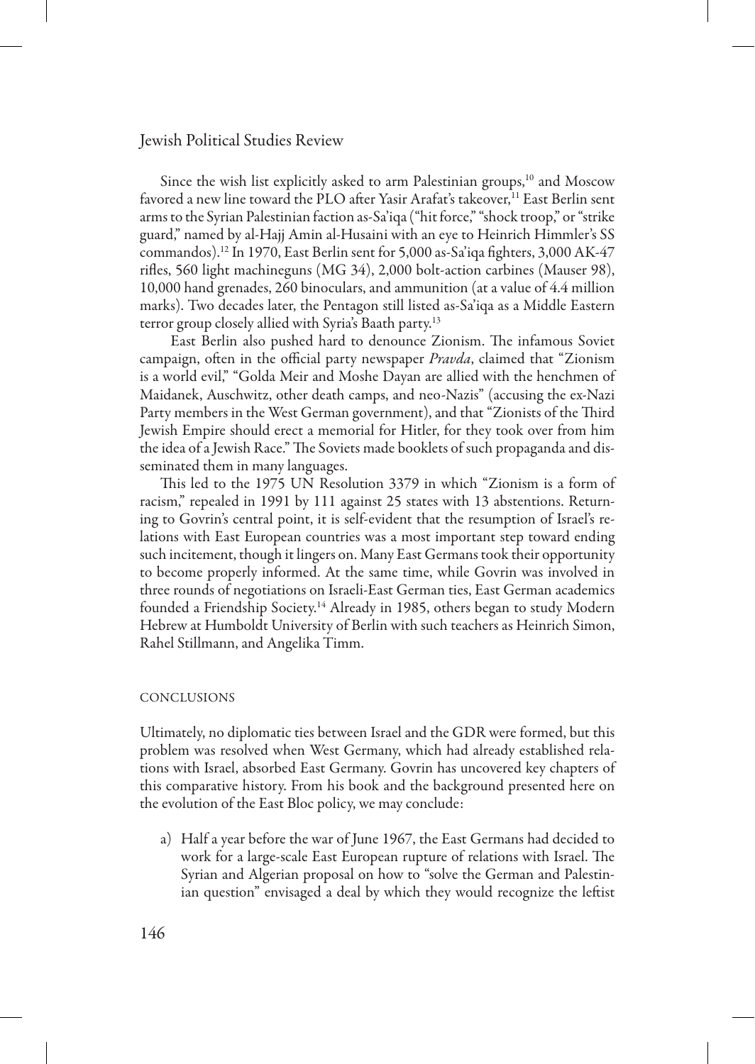Since the wish list explicitly asked to arm Palestinian groups,[10] and Moscow favored a new line toward the PLO after Yasir Arafat's takeover,[11] East Berlin sent arms to the Syrian Palestinian faction as-Sa'iqa ("hit force," "shock troop," or "strike guard," named by al-Hajj Amin al-Husaini with an eye to Heinrich Himmler's SS commandos).[12] In 1970, East Berlin sent for 5,000 as-Sa'iqa fighters, 3,000 AK-47 rifles, 560 light machineguns (MG 34), 2,000 bolt-action carbines (Mauser 98), 10,000 hand grenades, 260 binoculars, and ammunition (at a value of 4.4 million marks). Two decades later, the Pentagon still listed as-Sa'iqa as a Middle Eastern terror group closely allied with Syria's Baath party.[13]

East Berlin also pushed hard to denounce Zionism. The infamous Soviet campaign, often in the official party newspaper *Pravda*, claimed that "Zionism is a world evil," "Golda Meir and Moshe Dayan are allied with the henchmen of Maidanek, Auschwitz, other death camps, and neo-Nazis" (accusing the ex-Nazi Party members in the West German government), and that "Zionists of the Third Jewish Empire should erect a memorial for Hitler, for they took over from him the idea of a Jewish Race." The Soviets made booklets of such propaganda and disseminated them in many languages.

This led to the 1975 UN Resolution 3379 in which "Zionism is a form of racism," repealed in 1991 by 111 against 25 states with 13 abstentions. Returning to Govrin's central point, it is self-evident that the resumption of Israel's relations with East European countries was a most important step toward ending such incitement, though it lingers on. Many East Germans took their opportunity to become properly informed. At the same time, while Govrin was involved in three rounds of negotiations on Israeli-East German ties, East German academics founded a Friendship Society.[14] Already in 1985, others began to study Modern Hebrew at Humboldt University of Berlin with such teachers as Heinrich Simon, Rahel Stillmann, and Angelika Timm.

## CONCLUSIONS

Ultimately, no diplomatic ties between Israel and the GDR were formed, but this problem was resolved when West Germany, which had already established relations with Israel, absorbed East Germany. Govrin has uncovered key chapters of this comparative history. From his book and the background presented here on the evolution of the East Bloc policy, we may conclude:

a) Half a year before the war of June 1967, the East Germans had decided to work for a large-scale East European rupture of relations with Israel. The Syrian and Algerian proposal on how to "solve the German and Palestinian question" envisaged a deal by which they would recognize the leftist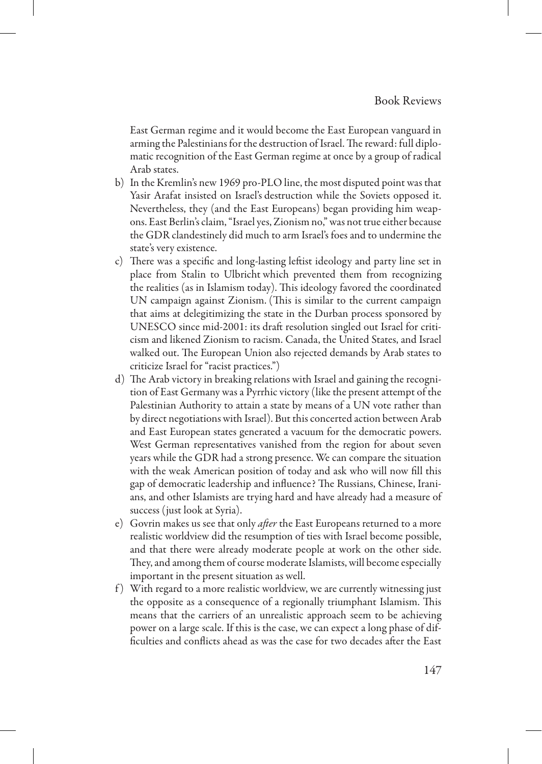East German regime and it would become the East European vanguard in arming the Palestinians for the destruction of Israel. The reward: full diplomatic recognition of the East German regime at once by a group of radical Arab states.

b) In the Kremlin's new 1969 pro-PLO line, the most disputed point was that Yasir Arafat insisted on Israel's destruction while the Soviets opposed it. Nevertheless, they (and the East Europeans) began providing him weapons. East Berlin's claim, "Israel yes, Zionism no," was not true either because the GDR clandestinely did much to arm Israel's foes and to undermine the state's very existence.

c) There was a specific and long-lasting leftist ideology and party line set in place from Stalin to Ulbricht which prevented them from recognizing the realities (as in Islamism today). This ideology favored the coordinated UN campaign against Zionism. (This is similar to the current campaign that aims at delegitimizing the state in the Durban process sponsored by UNESCO since mid-2001: its draft resolution singled out Israel for criticism and likened Zionism to racism. Canada, the United States, and Israel walked out. The European Union also rejected demands by Arab states to criticize Israel for "racist practices.")

d) The Arab victory in breaking relations with Israel and gaining the recognition of East Germany was a Pyrrhic victory (like the present attempt of the Palestinian Authority to attain a state by means of a UN vote rather than by direct negotiations with Israel). But this concerted action between Arab and East European states generated a vacuum for the democratic powers. West German representatives vanished from the region for about seven years while the GDR had a strong presence. We can compare the situation with the weak American position of today and ask who will now fill this gap of democratic leadership and influence? The Russians, Chinese, Iranians, and other Islamists are trying hard and have already had a measure of success (just look at Syria).

e) Govrin makes us see that only *after* the East Europeans returned to a more realistic worldview did the resumption of ties with Israel become possible, and that there were already moderate people at work on the other side. They, and among them of course moderate Islamists, will become especially important in the present situation as well.

f) With regard to a more realistic worldview, we are currently witnessing just the opposite as a consequence of a regionally triumphant Islamism. This means that the carriers of an unrealistic approach seem to be achieving power on a large scale. If this is the case, we can expect a long phase of difficulties and conflicts ahead as was the case for two decades after the East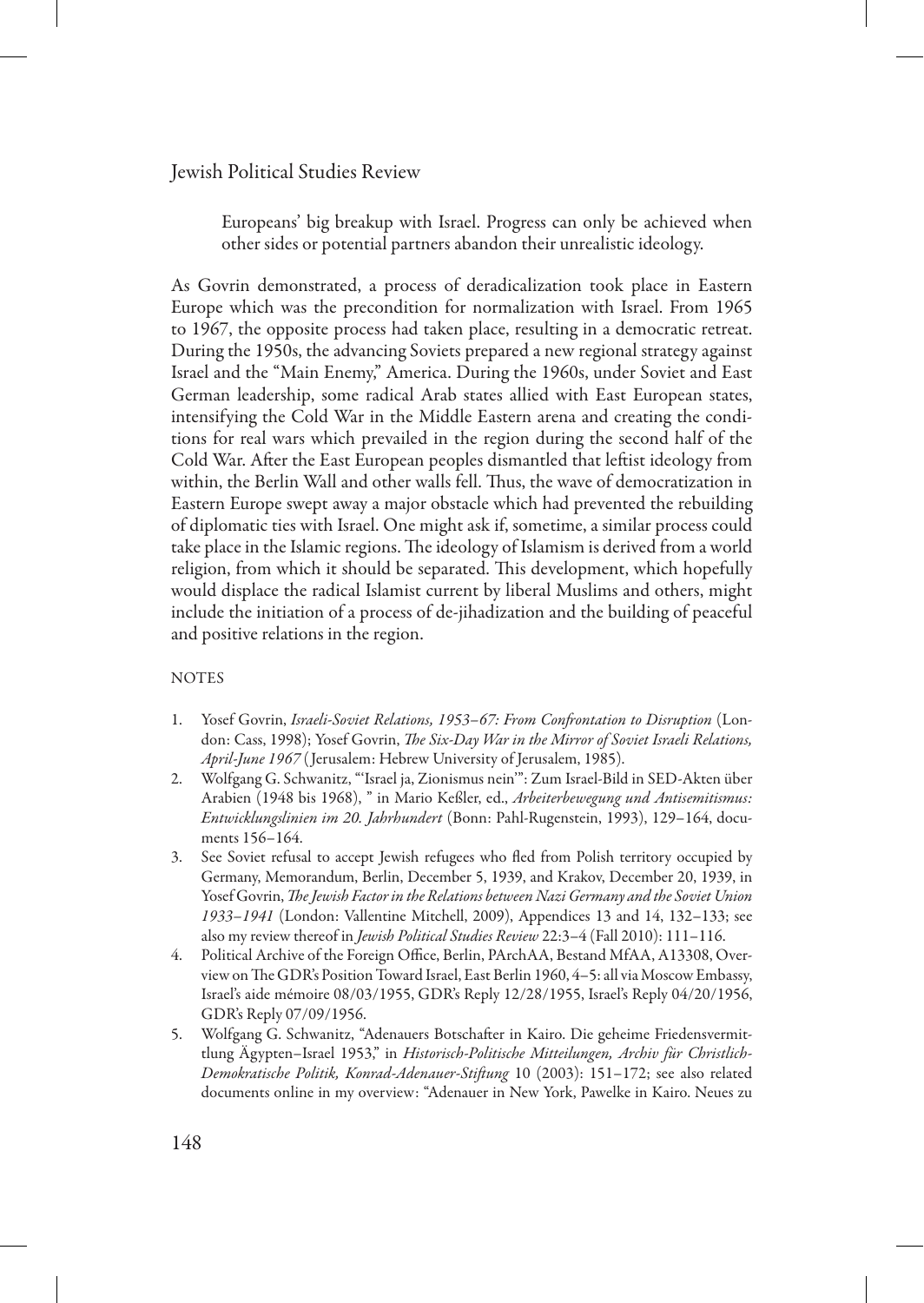> Europeans' big breakup with Israel. Progress can only be achieved when other sides or potential partners abandon their unrealistic ideology.

As Govrin demonstrated, a process of deradicalization took place in Eastern Europe which was the precondition for normalization with Israel. From 1965 to 1967, the opposite process had taken place, resulting in a democratic retreat. During the 1950s, the advancing Soviets prepared a new regional strategy against Israel and the "Main Enemy," America. During the 1960s, under Soviet and East German leadership, some radical Arab states allied with East European states, intensifying the Cold War in the Middle Eastern arena and creating the conditions for real wars which prevailed in the region during the second half of the Cold War. After the East European peoples dismantled that leftist ideology from within, the Berlin Wall and other walls fell. Thus, the wave of democratization in Eastern Europe swept away a major obstacle which had prevented the rebuilding of diplomatic ties with Israel. One might ask if, sometime, a similar process could take place in the Islamic regions. The ideology of Islamism is derived from a world religion, from which it should be separated. This development, which hopefully would displace the radical Islamist current by liberal Muslims and others, might include the initiation of a process of de-jihadization and the building of peaceful and positive relations in the region.

## NOTES

1. Yosef Govrin, *Israeli-Soviet Relations, 1953–67: From Confrontation to Disruption* (London: Cass, 1998); Yosef Govrin, *The Six-Day War in the Mirror of Soviet Israeli Relations, April-June 1967* (Jerusalem: Hebrew University of Jerusalem, 1985).
2. Wolfgang G. Schwanitz, "'Israel ja, Zionismus nein'": Zum Israel-Bild in SED-Akten über Arabien (1948 bis 1968), " in Mario Keßler, ed., *Arbeiterbewegung und Antisemitismus: Entwicklungslinien im 20. Jahrhundert* (Bonn: Pahl-Rugenstein, 1993), 129–164, documents 156–164.
3. See Soviet refusal to accept Jewish refugees who fled from Polish territory occupied by Germany, Memorandum, Berlin, December 5, 1939, and Krakov, December 20, 1939, in Yosef Govrin, *The Jewish Factor in the Relations between Nazi Germany and the Soviet Union 1933–1941* (London: Vallentine Mitchell, 2009), Appendices 13 and 14, 132–133; see also my review thereof in *Jewish Political Studies Review* 22:3–4 (Fall 2010): 111–116.
4. Political Archive of the Foreign Office, Berlin, PArchAA, Bestand MfAA, A13308, Overview on The GDR's Position Toward Israel, East Berlin 1960, 4–5: all via Moscow Embassy, Israel's aide mémoire 08/03/1955, GDR's Reply 12/28/1955, Israel's Reply 04/20/1956, GDR's Reply 07/09/1956.
5. Wolfgang G. Schwanitz, "Adenauers Botschafter in Kairo. Die geheime Friedensvermittlung Ägypten–Israel 1953," in *Historisch-Politische Mitteilungen, Archiv für Christlich-Demokratische Politik, Konrad-Adenauer-Stiftung* 10 (2003): 151–172; see also related documents online in my overview: "Adenauer in New York, Pawelke in Kairo. Neues zu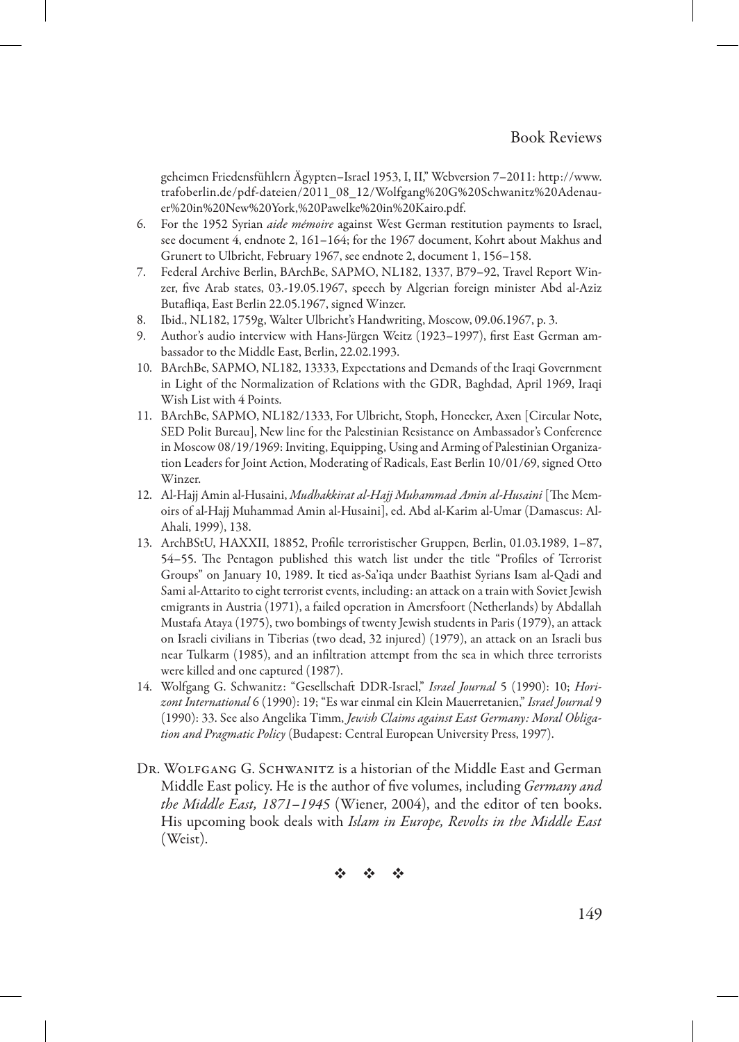geheimen Friedensfühlern Ägypten–Israel 1953, I, II," Webversion 7–2011: http://www.trafoberlin.de/pdf-dateien/2011_08_12/Wolfgang%20G%20Schwanitz%20Adenauer%20in%20New%20York,%20Pawelke%20in%20Kairo.pdf.

6. For the 1952 Syrian *aide mémoire* against West German restitution payments to Israel, see document 4, endnote 2, 161–164; for the 1967 document, Kohrt about Makhus and Grunert to Ulbricht, February 1967, see endnote 2, document 1, 156–158.
7. Federal Archive Berlin, BArchBe, SAPMO, NL182, 1337, B79–92, Travel Report Winzer, five Arab states, 03.-19.05.1967, speech by Algerian foreign minister Abd al-Aziz Butafliqa, East Berlin 22.05.1967, signed Winzer.
8. Ibid., NL182, 1759g, Walter Ulbricht's Handwriting, Moscow, 09.06.1967, p. 3.
9. Author's audio interview with Hans-Jürgen Weitz (1923–1997), first East German ambassador to the Middle East, Berlin, 22.02.1993.
10. BArchBe, SAPMO, NL182, 13333, Expectations and Demands of the Iraqi Government in Light of the Normalization of Relations with the GDR, Baghdad, April 1969, Iraqi Wish List with 4 Points.
11. BArchBe, SAPMO, NL182/1333, For Ulbricht, Stoph, Honecker, Axen [Circular Note, SED Polit Bureau], New line for the Palestinian Resistance on Ambassador's Conference in Moscow 08/19/1969: Inviting, Equipping, Using and Arming of Palestinian Organization Leaders for Joint Action, Moderating of Radicals, East Berlin 10/01/69, signed Otto Winzer.
12. Al-Hajj Amin al-Husaini, *Mudhakkirat al-Hajj Muhammad Amin al-Husaini* [The Memoirs of al-Hajj Muhammad Amin al-Husaini], ed. Abd al-Karim al-Umar (Damascus: Al-Ahali, 1999), 138.
13. ArchBStU, HAXXII, 18852, Profile terroristischer Gruppen, Berlin, 01.03.1989, 1–87, 54–55. The Pentagon published this watch list under the title "Profiles of Terrorist Groups" on January 10, 1989. It tied as-Sa'iqa under Baathist Syrians Isam al-Qadi and Sami al-Attarito to eight terrorist events, including: an attack on a train with Soviet Jewish emigrants in Austria (1971), a failed operation in Amersfoort (Netherlands) by Abdallah Mustafa Ataya (1975), two bombings of twenty Jewish students in Paris (1979), an attack on Israeli civilians in Tiberias (two dead, 32 injured) (1979), an attack on an Israeli bus near Tulkarm (1985), and an infiltration attempt from the sea in which three terrorists were killed and one captured (1987).
14. Wolfgang G. Schwanitz: "Gesellschaft DDR-Israel," *Israel Journal* 5 (1990): 10; *Horizont International* 6 (1990): 19; "Es war einmal ein Klein Mauerretanien," *Israel Journal* 9 (1990): 33. See also Angelika Timm, *Jewish Claims against East Germany: Moral Obligation and Pragmatic Policy* (Budapest: Central European University Press, 1997).

Dr. Wolfgang G. Schwanitz is a historian of the Middle East and German Middle East policy. He is the author of five volumes, including *Germany and the Middle East, 1871–1945* (Wiener, 2004), and the editor of ten books. His upcoming book deals with *Islam in Europe, Revolts in the Middle East* (Weist).

❖ ❖ ❖